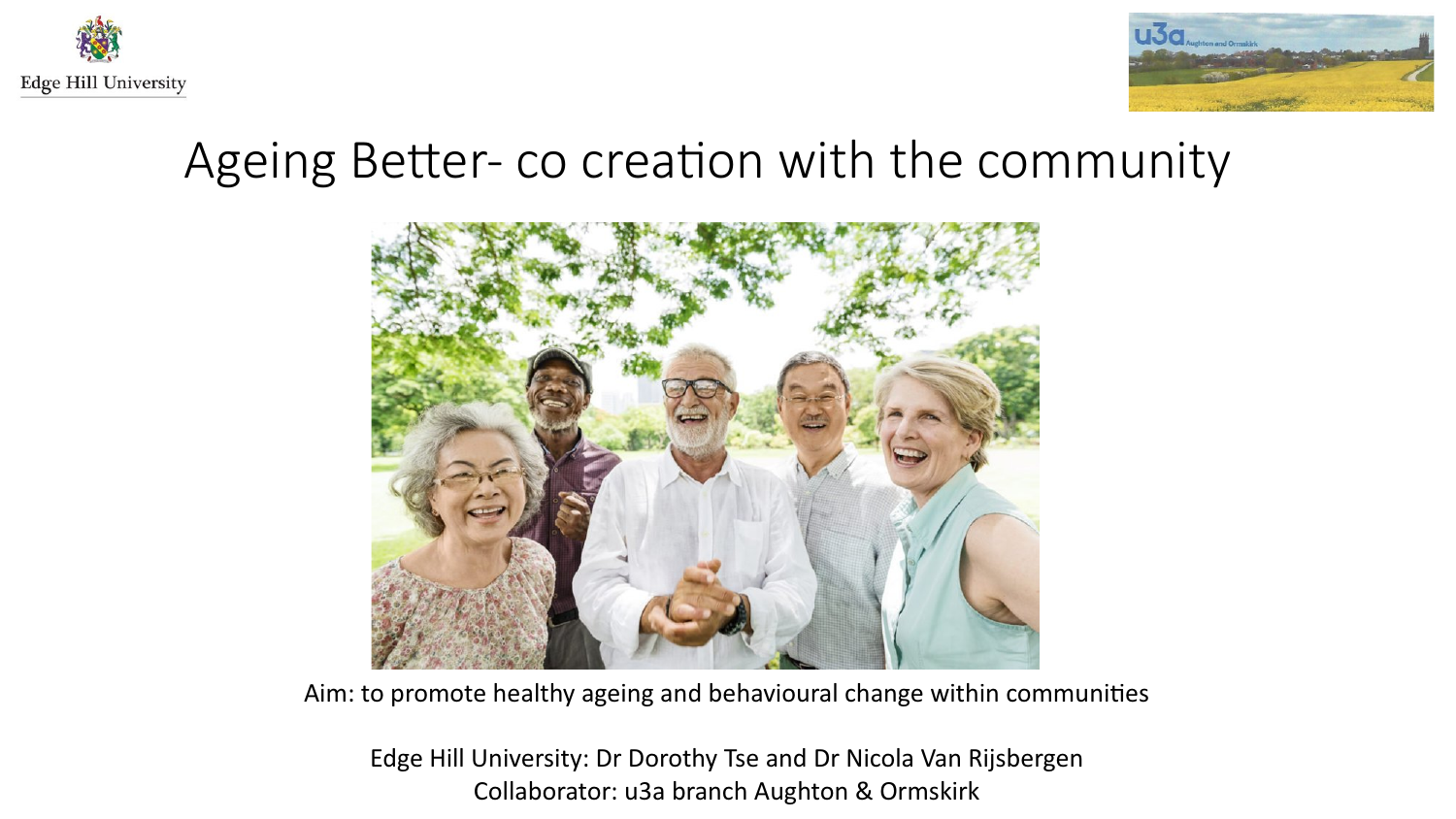Edge Hill University

# Ageing Better- co creation with the community

Aim: to promote healthy ageing and behavioural change within communities

Edge Hill University: Dr Dorothy Tse and Dr Nicola Van Rijsbergen
Collaborator: u3a branch Aughton & Ormskirk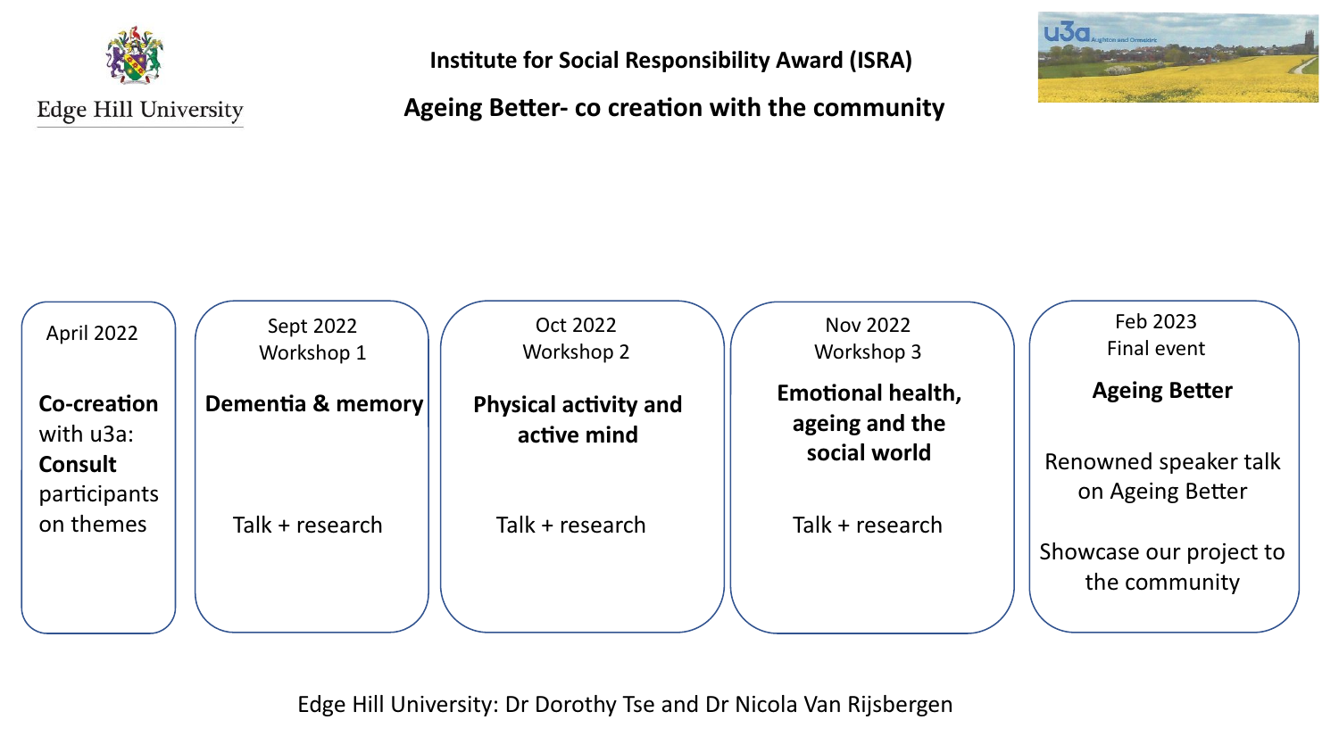# Institute for Social Responsibility Award (ISRA)

## Ageing Better- co creation with the community

| April 2022 | Sept 2022 Workshop 1 | Oct 2022 Workshop 2 | Nov 2022 Workshop 3 | Feb 2023 Final event |
|---|---|---|---|---|
| **Co-creation** with u3a: **Consult** participants on themes | **Dementia & memory** | **Physical activity and active mind** | **Emotional health, ageing and the social world** | **Ageing Better** |
| | Talk + research | Talk + research | Talk + research | Renowned speaker talk on Ageing Better<br><br>Showcase our project to the community |

Edge Hill University: Dr Dorothy Tse and Dr Nicola Van Rijsbergen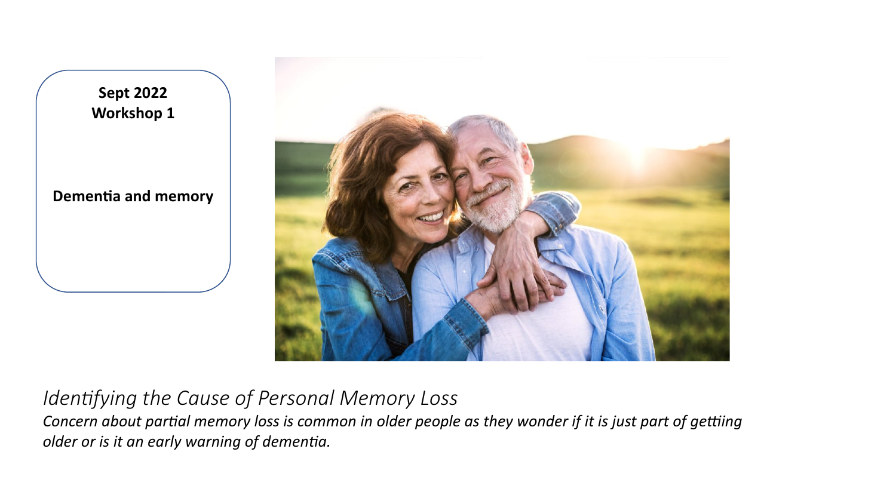**Sept 2022**
**Workshop 1**

**Dementia and memory**

*Identifying the Cause of Personal Memory Loss*

***Concern about partial memory loss is common in older people as they wonder if it is just part of gettiing older or is it an early warning of dementia.***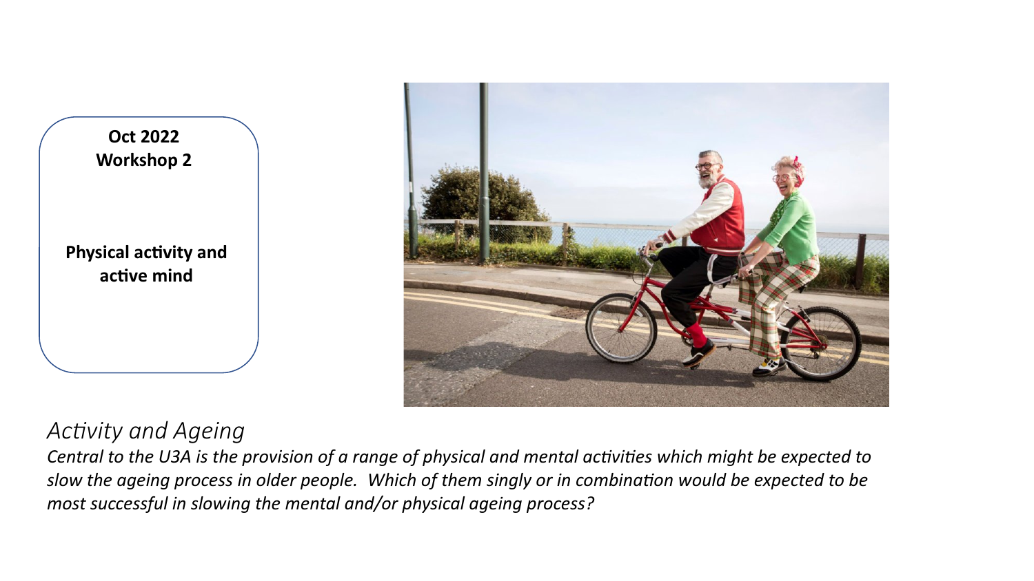**Oct 2022**
**Workshop 2**

**Physical activity and active mind**

## *Activity and Ageing*

*Central to the U3A is the provision of a range of physical and mental activities which might be expected to slow the ageing process in older people. Which of them singly or in combination would be expected to be most successful in slowing the mental and/or physical ageing process?*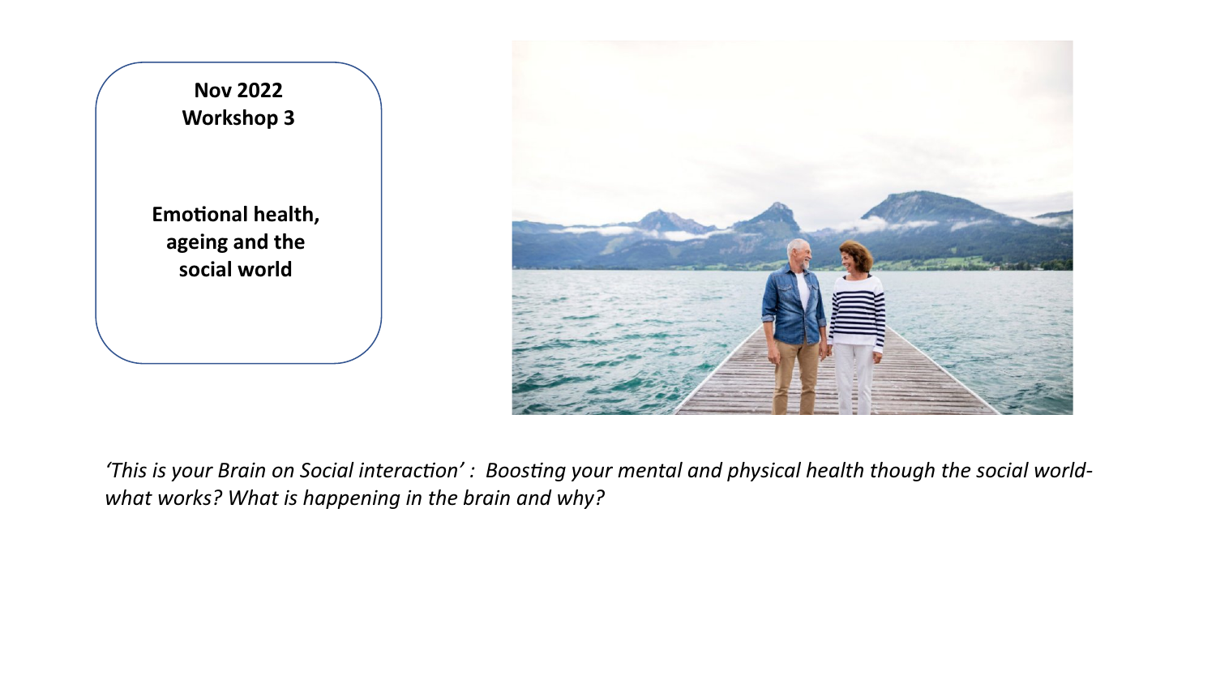**Nov 2022**
**Workshop 3**

**Emotional health, ageing and the social world**

*'This is your Brain on Social interaction' : Boosting your mental and physical health though the social world- what works? What is happening in the brain and why?*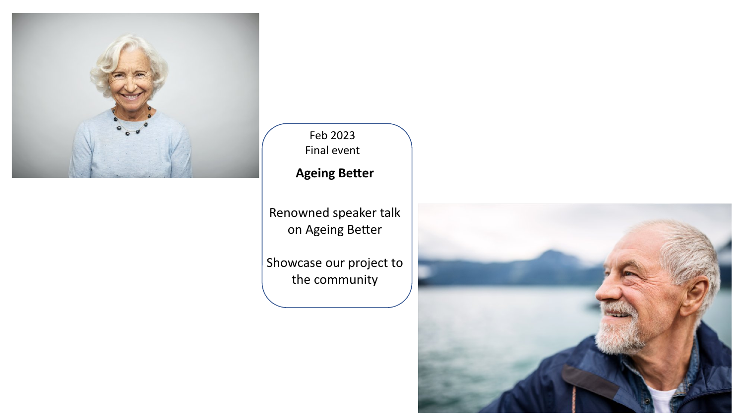Feb 2023
Final event

**Ageing Better**

Renowned speaker talk on Ageing Better

Showcase our project to the community